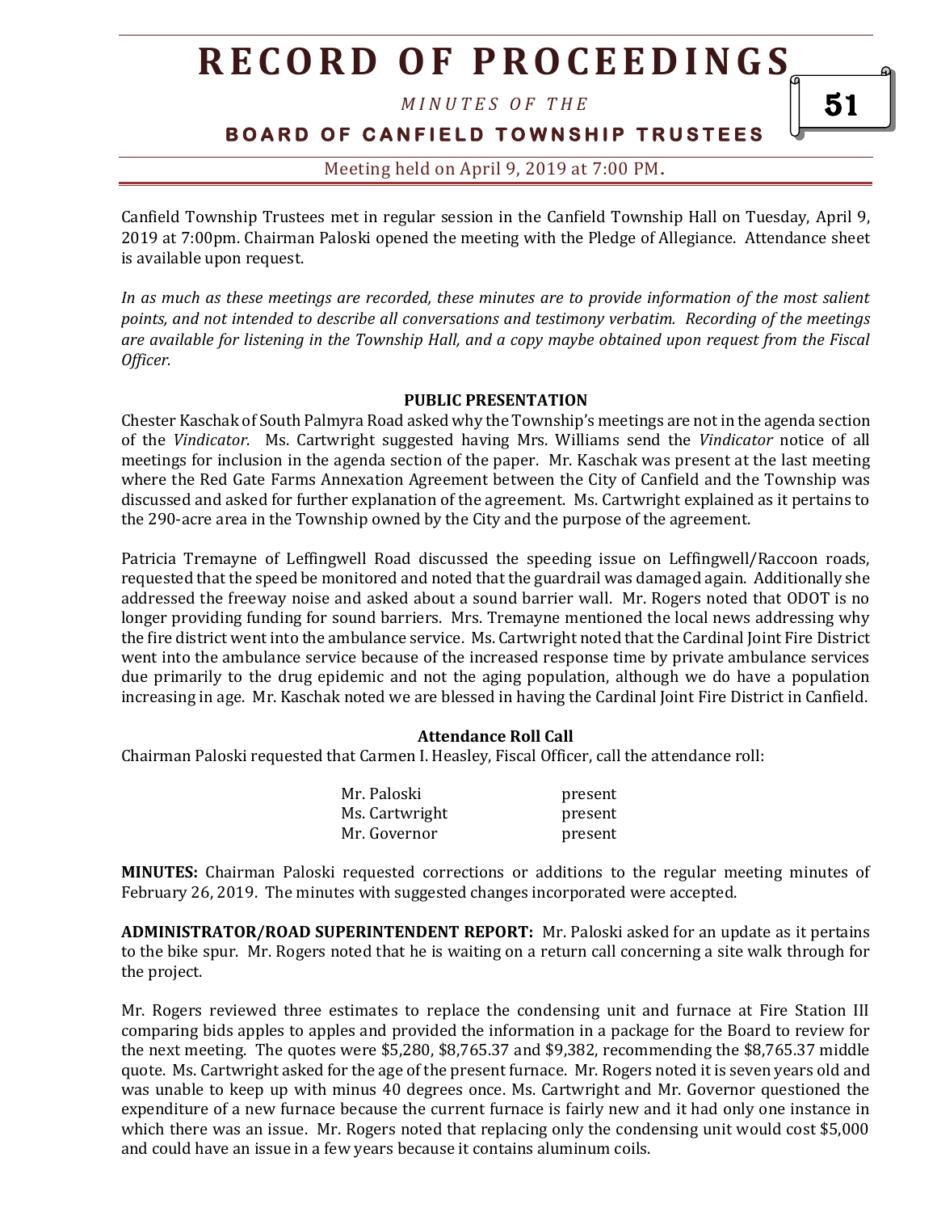# RECORD OF PROCEEDINGS

*MINUTES OF THE*

**BOARD OF CANFIELD TOWNSHIP TRUSTEES**

Meeting held on April 9, 2019 at 7:00 PM.

Canfield Township Trustees met in regular session in the Canfield Township Hall on Tuesday, April 9, 2019 at 7:00pm. Chairman Paloski opened the meeting with the Pledge of Allegiance. Attendance sheet is available upon request.

*In as much as these meetings are recorded, these minutes are to provide information of the most salient points, and not intended to describe all conversations and testimony verbatim. Recording of the meetings are available for listening in the Township Hall, and a copy maybe obtained upon request from the Fiscal Officer.*

**PUBLIC PRESENTATION**

Chester Kaschak of South Palmyra Road asked why the Township's meetings are not in the agenda section of the *Vindicator*. Ms. Cartwright suggested having Mrs. Williams send the *Vindicator* notice of all meetings for inclusion in the agenda section of the paper. Mr. Kaschak was present at the last meeting where the Red Gate Farms Annexation Agreement between the City of Canfield and the Township was discussed and asked for further explanation of the agreement. Ms. Cartwright explained as it pertains to the 290-acre area in the Township owned by the City and the purpose of the agreement.

Patricia Tremayne of Leffingwell Road discussed the speeding issue on Leffingwell/Raccoon roads, requested that the speed be monitored and noted that the guardrail was damaged again. Additionally she addressed the freeway noise and asked about a sound barrier wall. Mr. Rogers noted that ODOT is no longer providing funding for sound barriers. Mrs. Tremayne mentioned the local news addressing why the fire district went into the ambulance service. Ms. Cartwright noted that the Cardinal Joint Fire District went into the ambulance service because of the increased response time by private ambulance services due primarily to the drug epidemic and not the aging population, although we do have a population increasing in age. Mr. Kaschak noted we are blessed in having the Cardinal Joint Fire District in Canfield.

**Attendance Roll Call**

Chairman Paloski requested that Carmen I. Heasley, Fiscal Officer, call the attendance roll:

| | |
|---|---|
| Mr. Paloski | present |
| Ms. Cartwright | present |
| Mr. Governor | present |

**MINUTES:** Chairman Paloski requested corrections or additions to the regular meeting minutes of February 26, 2019. The minutes with suggested changes incorporated were accepted.

**ADMINISTRATOR/ROAD SUPERINTENDENT REPORT:** Mr. Paloski asked for an update as it pertains to the bike spur. Mr. Rogers noted that he is waiting on a return call concerning a site walk through for the project.

Mr. Rogers reviewed three estimates to replace the condensing unit and furnace at Fire Station III comparing bids apples to apples and provided the information in a package for the Board to review for the next meeting. The quotes were $5,280, $8,765.37 and $9,382, recommending the $8,765.37 middle quote. Ms. Cartwright asked for the age of the present furnace. Mr. Rogers noted it is seven years old and was unable to keep up with minus 40 degrees once. Ms. Cartwright and Mr. Governor questioned the expenditure of a new furnace because the current furnace is fairly new and it had only one instance in which there was an issue. Mr. Rogers noted that replacing only the condensing unit would cost $5,000 and could have an issue in a few years because it contains aluminum coils.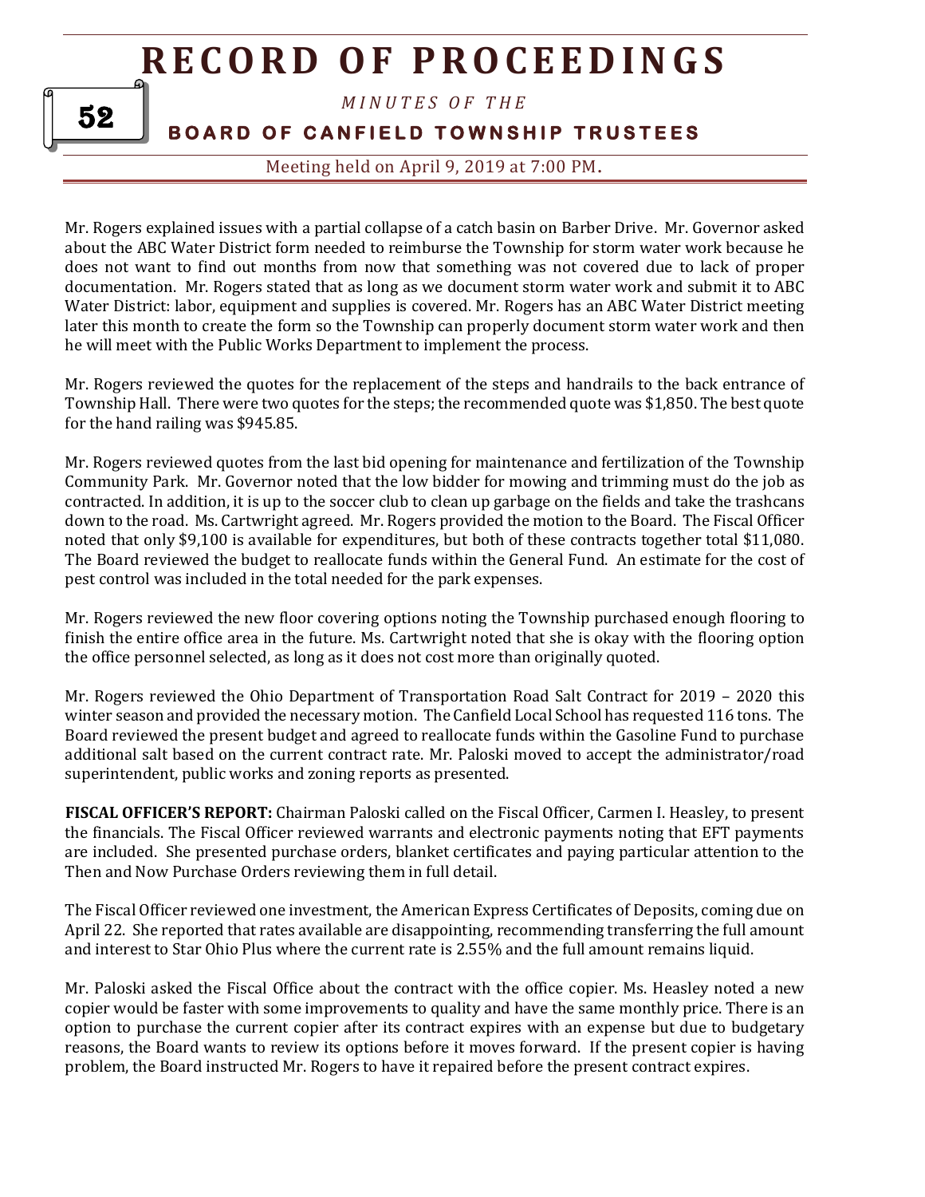Mr. Rogers explained issues with a partial collapse of a catch basin on Barber Drive. Mr. Governor asked about the ABC Water District form needed to reimburse the Township for storm water work because he does not want to find out months from now that something was not covered due to lack of proper documentation. Mr. Rogers stated that as long as we document storm water work and submit it to ABC Water District: labor, equipment and supplies is covered. Mr. Rogers has an ABC Water District meeting later this month to create the form so the Township can properly document storm water work and then he will meet with the Public Works Department to implement the process.

Mr. Rogers reviewed the quotes for the replacement of the steps and handrails to the back entrance of Township Hall. There were two quotes for the steps; the recommended quote was $1,850. The best quote for the hand railing was $945.85.

Mr. Rogers reviewed quotes from the last bid opening for maintenance and fertilization of the Township Community Park. Mr. Governor noted that the low bidder for mowing and trimming must do the job as contracted. In addition, it is up to the soccer club to clean up garbage on the fields and take the trashcans down to the road. Ms. Cartwright agreed. Mr. Rogers provided the motion to the Board. The Fiscal Officer noted that only $9,100 is available for expenditures, but both of these contracts together total $11,080. The Board reviewed the budget to reallocate funds within the General Fund. An estimate for the cost of pest control was included in the total needed for the park expenses.

Mr. Rogers reviewed the new floor covering options noting the Township purchased enough flooring to finish the entire office area in the future. Ms. Cartwright noted that she is okay with the flooring option the office personnel selected, as long as it does not cost more than originally quoted.

Mr. Rogers reviewed the Ohio Department of Transportation Road Salt Contract for 2019 – 2020 this winter season and provided the necessary motion. The Canfield Local School has requested 116 tons. The Board reviewed the present budget and agreed to reallocate funds within the Gasoline Fund to purchase additional salt based on the current contract rate. Mr. Paloski moved to accept the administrator/road superintendent, public works and zoning reports as presented.

**FISCAL OFFICER'S REPORT:** Chairman Paloski called on the Fiscal Officer, Carmen I. Heasley, to present the financials. The Fiscal Officer reviewed warrants and electronic payments noting that EFT payments are included. She presented purchase orders, blanket certificates and paying particular attention to the Then and Now Purchase Orders reviewing them in full detail.

The Fiscal Officer reviewed one investment, the American Express Certificates of Deposits, coming due on April 22. She reported that rates available are disappointing, recommending transferring the full amount and interest to Star Ohio Plus where the current rate is 2.55% and the full amount remains liquid.

Mr. Paloski asked the Fiscal Office about the contract with the office copier. Ms. Heasley noted a new copier would be faster with some improvements to quality and have the same monthly price. There is an option to purchase the current copier after its contract expires with an expense but due to budgetary reasons, the Board wants to review its options before it moves forward. If the present copier is having problem, the Board instructed Mr. Rogers to have it repaired before the present contract expires.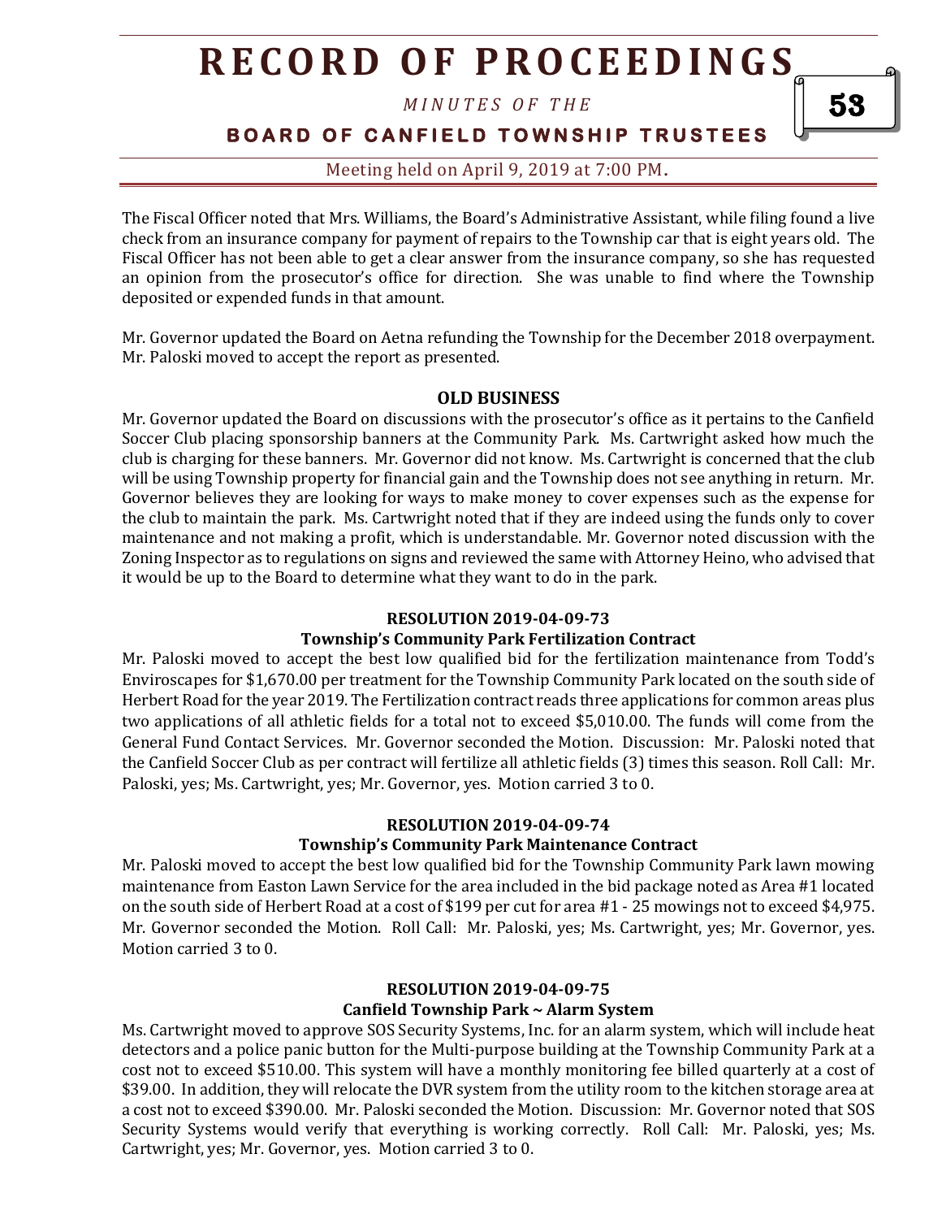The Fiscal Officer noted that Mrs. Williams, the Board's Administrative Assistant, while filing found a live check from an insurance company for payment of repairs to the Township car that is eight years old. The Fiscal Officer has not been able to get a clear answer from the insurance company, so she has requested an opinion from the prosecutor's office for direction. She was unable to find where the Township deposited or expended funds in that amount.

Mr. Governor updated the Board on Aetna refunding the Township for the December 2018 overpayment. Mr. Paloski moved to accept the report as presented.

## OLD BUSINESS

Mr. Governor updated the Board on discussions with the prosecutor's office as it pertains to the Canfield Soccer Club placing sponsorship banners at the Community Park. Ms. Cartwright asked how much the club is charging for these banners. Mr. Governor did not know. Ms. Cartwright is concerned that the club will be using Township property for financial gain and the Township does not see anything in return. Mr. Governor believes they are looking for ways to make money to cover expenses such as the expense for the club to maintain the park. Ms. Cartwright noted that if they are indeed using the funds only to cover maintenance and not making a profit, which is understandable. Mr. Governor noted discussion with the Zoning Inspector as to regulations on signs and reviewed the same with Attorney Heino, who advised that it would be up to the Board to determine what they want to do in the park.

### RESOLUTION 2019-04-09-73
### Township's Community Park Fertilization Contract

Mr. Paloski moved to accept the best low qualified bid for the fertilization maintenance from Todd's Enviroscapes for $1,670.00 per treatment for the Township Community Park located on the south side of Herbert Road for the year 2019. The Fertilization contract reads three applications for common areas plus two applications of all athletic fields for a total not to exceed $5,010.00. The funds will come from the General Fund Contact Services. Mr. Governor seconded the Motion. Discussion: Mr. Paloski noted that the Canfield Soccer Club as per contract will fertilize all athletic fields (3) times this season. Roll Call: Mr. Paloski, yes; Ms. Cartwright, yes; Mr. Governor, yes. Motion carried 3 to 0.

### RESOLUTION 2019-04-09-74
### Township's Community Park Maintenance Contract

Mr. Paloski moved to accept the best low qualified bid for the Township Community Park lawn mowing maintenance from Easton Lawn Service for the area included in the bid package noted as Area #1 located on the south side of Herbert Road at a cost of $199 per cut for area #1 - 25 mowings not to exceed $4,975. Mr. Governor seconded the Motion. Roll Call: Mr. Paloski, yes; Ms. Cartwright, yes; Mr. Governor, yes. Motion carried 3 to 0.

### RESOLUTION 2019-04-09-75
### Canfield Township Park ~ Alarm System

Ms. Cartwright moved to approve SOS Security Systems, Inc. for an alarm system, which will include heat detectors and a police panic button for the Multi-purpose building at the Township Community Park at a cost not to exceed $510.00. This system will have a monthly monitoring fee billed quarterly at a cost of $39.00. In addition, they will relocate the DVR system from the utility room to the kitchen storage area at a cost not to exceed $390.00. Mr. Paloski seconded the Motion. Discussion: Mr. Governor noted that SOS Security Systems would verify that everything is working correctly. Roll Call: Mr. Paloski, yes; Ms. Cartwright, yes; Mr. Governor, yes. Motion carried 3 to 0.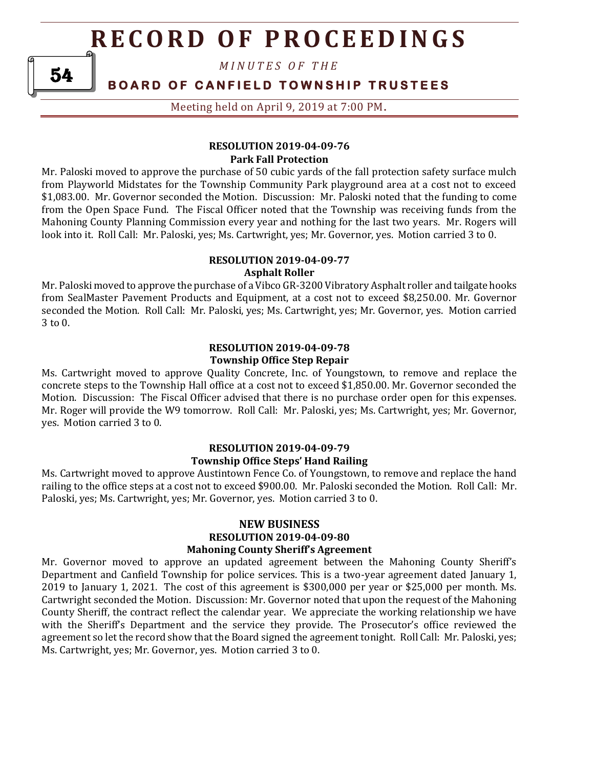#### RESOLUTION 2019-04-09-76
#### Park Fall Protection

Mr. Paloski moved to approve the purchase of 50 cubic yards of the fall protection safety surface mulch from Playworld Midstates for the Township Community Park playground area at a cost not to exceed $1,083.00. Mr. Governor seconded the Motion. Discussion: Mr. Paloski noted that the funding to come from the Open Space Fund. The Fiscal Officer noted that the Township was receiving funds from the Mahoning County Planning Commission every year and nothing for the last two years. Mr. Rogers will look into it. Roll Call: Mr. Paloski, yes; Ms. Cartwright, yes; Mr. Governor, yes. Motion carried 3 to 0.

#### RESOLUTION 2019-04-09-77
#### Asphalt Roller

Mr. Paloski moved to approve the purchase of a Vibco GR-3200 Vibratory Asphalt roller and tailgate hooks from SealMaster Pavement Products and Equipment, at a cost not to exceed $8,250.00. Mr. Governor seconded the Motion. Roll Call: Mr. Paloski, yes; Ms. Cartwright, yes; Mr. Governor, yes. Motion carried 3 to 0.

#### RESOLUTION 2019-04-09-78
#### Township Office Step Repair

Ms. Cartwright moved to approve Quality Concrete, Inc. of Youngstown, to remove and replace the concrete steps to the Township Hall office at a cost not to exceed $1,850.00. Mr. Governor seconded the Motion. Discussion: The Fiscal Officer advised that there is no purchase order open for this expenses. Mr. Roger will provide the W9 tomorrow. Roll Call: Mr. Paloski, yes; Ms. Cartwright, yes; Mr. Governor, yes. Motion carried 3 to 0.

#### RESOLUTION 2019-04-09-79
#### Township Office Steps' Hand Railing

Ms. Cartwright moved to approve Austintown Fence Co. of Youngstown, to remove and replace the hand railing to the office steps at a cost not to exceed $900.00. Mr. Paloski seconded the Motion. Roll Call: Mr. Paloski, yes; Ms. Cartwright, yes; Mr. Governor, yes. Motion carried 3 to 0.

### NEW BUSINESS

#### RESOLUTION 2019-04-09-80
#### Mahoning County Sheriff's Agreement

Mr. Governor moved to approve an updated agreement between the Mahoning County Sheriff's Department and Canfield Township for police services. This is a two-year agreement dated January 1, 2019 to January 1, 2021. The cost of this agreement is $300,000 per year or $25,000 per month. Ms. Cartwright seconded the Motion. Discussion: Mr. Governor noted that upon the request of the Mahoning County Sheriff, the contract reflect the calendar year. We appreciate the working relationship we have with the Sheriff's Department and the service they provide. The Prosecutor's office reviewed the agreement so let the record show that the Board signed the agreement tonight. Roll Call: Mr. Paloski, yes; Ms. Cartwright, yes; Mr. Governor, yes. Motion carried 3 to 0.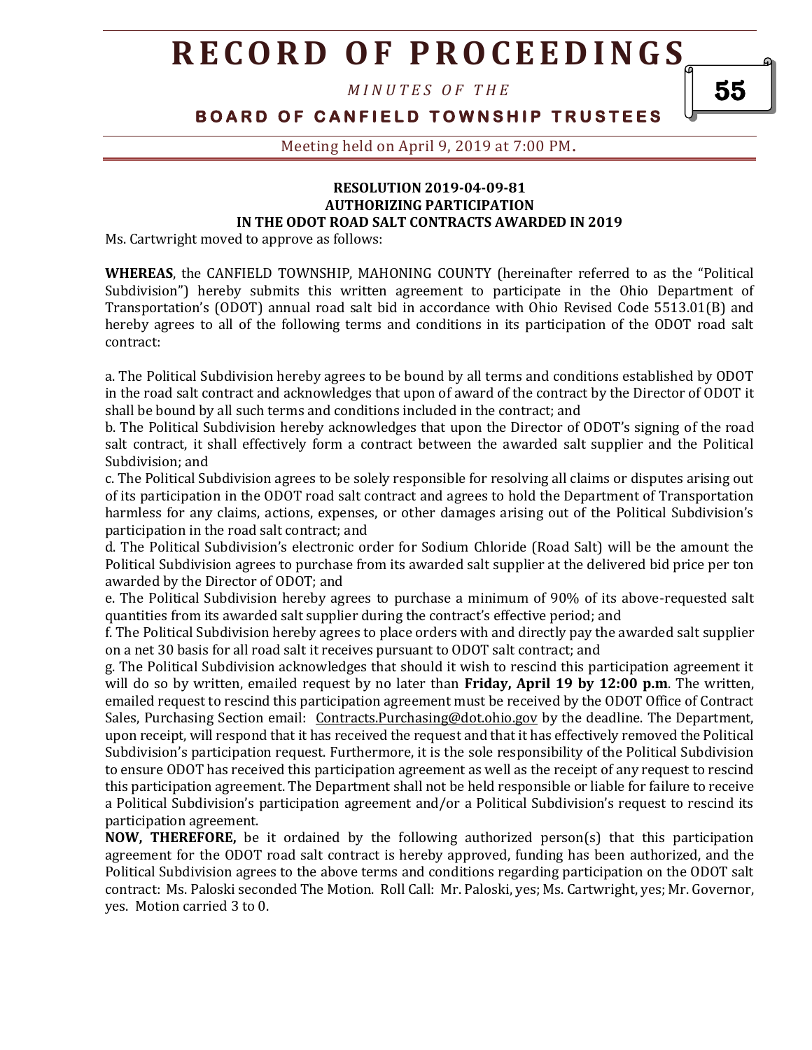**RESOLUTION 2019-04-09-81**
**AUTHORIZING PARTICIPATION**
**IN THE ODOT ROAD SALT CONTRACTS AWARDED IN 2019**

Ms. Cartwright moved to approve as follows:

**WHEREAS**, the CANFIELD TOWNSHIP, MAHONING COUNTY (hereinafter referred to as the "Political Subdivision") hereby submits this written agreement to participate in the Ohio Department of Transportation's (ODOT) annual road salt bid in accordance with Ohio Revised Code 5513.01(B) and hereby agrees to all of the following terms and conditions in its participation of the ODOT road salt contract:

a. The Political Subdivision hereby agrees to be bound by all terms and conditions established by ODOT in the road salt contract and acknowledges that upon of award of the contract by the Director of ODOT it shall be bound by all such terms and conditions included in the contract; and

b. The Political Subdivision hereby acknowledges that upon the Director of ODOT's signing of the road salt contract, it shall effectively form a contract between the awarded salt supplier and the Political Subdivision; and

c. The Political Subdivision agrees to be solely responsible for resolving all claims or disputes arising out of its participation in the ODOT road salt contract and agrees to hold the Department of Transportation harmless for any claims, actions, expenses, or other damages arising out of the Political Subdivision's participation in the road salt contract; and

d. The Political Subdivision's electronic order for Sodium Chloride (Road Salt) will be the amount the Political Subdivision agrees to purchase from its awarded salt supplier at the delivered bid price per ton awarded by the Director of ODOT; and

e. The Political Subdivision hereby agrees to purchase a minimum of 90% of its above-requested salt quantities from its awarded salt supplier during the contract's effective period; and

f. The Political Subdivision hereby agrees to place orders with and directly pay the awarded salt supplier on a net 30 basis for all road salt it receives pursuant to ODOT salt contract; and

g. The Political Subdivision acknowledges that should it wish to rescind this participation agreement it will do so by written, emailed request by no later than **Friday, April 19 by 12:00 p.m**. The written, emailed request to rescind this participation agreement must be received by the ODOT Office of Contract Sales, Purchasing Section email: Contracts.Purchasing@dot.ohio.gov by the deadline. The Department, upon receipt, will respond that it has received the request and that it has effectively removed the Political Subdivision's participation request. Furthermore, it is the sole responsibility of the Political Subdivision to ensure ODOT has received this participation agreement as well as the receipt of any request to rescind this participation agreement. The Department shall not be held responsible or liable for failure to receive a Political Subdivision's participation agreement and/or a Political Subdivision's request to rescind its participation agreement.

**NOW, THEREFORE,** be it ordained by the following authorized person(s) that this participation agreement for the ODOT road salt contract is hereby approved, funding has been authorized, and the Political Subdivision agrees to the above terms and conditions regarding participation on the ODOT salt contract: Ms. Paloski seconded The Motion. Roll Call: Mr. Paloski, yes; Ms. Cartwright, yes; Mr. Governor, yes. Motion carried 3 to 0.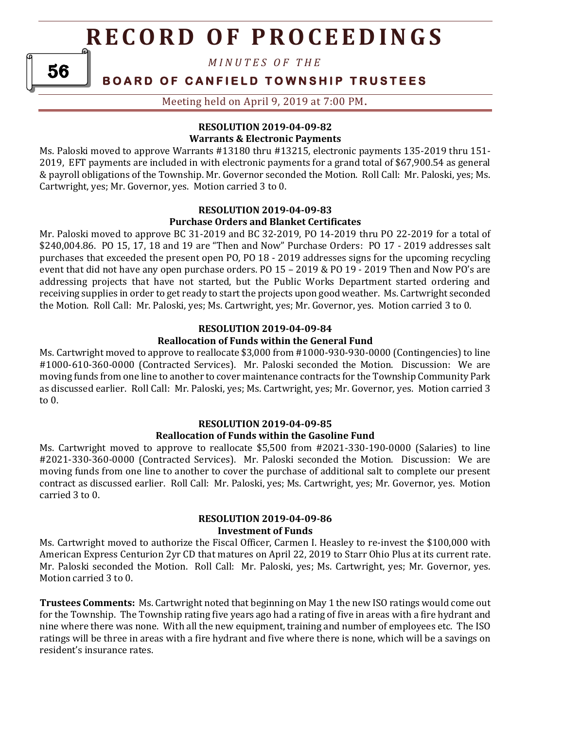### RESOLUTION 2019-04-09-82
**Warrants & Electronic Payments**

Ms. Paloski moved to approve Warrants #13180 thru #13215, electronic payments 135-2019 thru 151-2019, EFT payments are included in with electronic payments for a grand total of $67,900.54 as general & payroll obligations of the Township. Mr. Governor seconded the Motion. Roll Call: Mr. Paloski, yes; Ms. Cartwright, yes; Mr. Governor, yes. Motion carried 3 to 0.

### RESOLUTION 2019-04-09-83
**Purchase Orders and Blanket Certificates**

Mr. Paloski moved to approve BC 31-2019 and BC 32-2019, PO 14-2019 thru PO 22-2019 for a total of $240,004.86. PO 15, 17, 18 and 19 are "Then and Now" Purchase Orders: PO 17 - 2019 addresses salt purchases that exceeded the present open PO, PO 18 - 2019 addresses signs for the upcoming recycling event that did not have any open purchase orders. PO 15 – 2019 & PO 19 - 2019 Then and Now PO's are addressing projects that have not started, but the Public Works Department started ordering and receiving supplies in order to get ready to start the projects upon good weather. Ms. Cartwright seconded the Motion. Roll Call: Mr. Paloski, yes; Ms. Cartwright, yes; Mr. Governor, yes. Motion carried 3 to 0.

### RESOLUTION 2019-04-09-84
**Reallocation of Funds within the General Fund**

Ms. Cartwright moved to approve to reallocate $3,000 from #1000-930-930-0000 (Contingencies) to line #1000-610-360-0000 (Contracted Services). Mr. Paloski seconded the Motion. Discussion: We are moving funds from one line to another to cover maintenance contracts for the Township Community Park as discussed earlier. Roll Call: Mr. Paloski, yes; Ms. Cartwright, yes; Mr. Governor, yes. Motion carried 3 to 0.

### RESOLUTION 2019-04-09-85
**Reallocation of Funds within the Gasoline Fund**

Ms. Cartwright moved to approve to reallocate $5,500 from #2021-330-190-0000 (Salaries) to line #2021-330-360-0000 (Contracted Services). Mr. Paloski seconded the Motion. Discussion: We are moving funds from one line to another to cover the purchase of additional salt to complete our present contract as discussed earlier. Roll Call: Mr. Paloski, yes; Ms. Cartwright, yes; Mr. Governor, yes. Motion carried 3 to 0.

### RESOLUTION 2019-04-09-86
**Investment of Funds**

Ms. Cartwright moved to authorize the Fiscal Officer, Carmen I. Heasley to re-invest the $100,000 with American Express Centurion 2yr CD that matures on April 22, 2019 to Starr Ohio Plus at its current rate. Mr. Paloski seconded the Motion. Roll Call: Mr. Paloski, yes; Ms. Cartwright, yes; Mr. Governor, yes. Motion carried 3 to 0.

**Trustees Comments:** Ms. Cartwright noted that beginning on May 1 the new ISO ratings would come out for the Township. The Township rating five years ago had a rating of five in areas with a fire hydrant and nine where there was none. With all the new equipment, training and number of employees etc. The ISO ratings will be three in areas with a fire hydrant and five where there is none, which will be a savings on resident's insurance rates.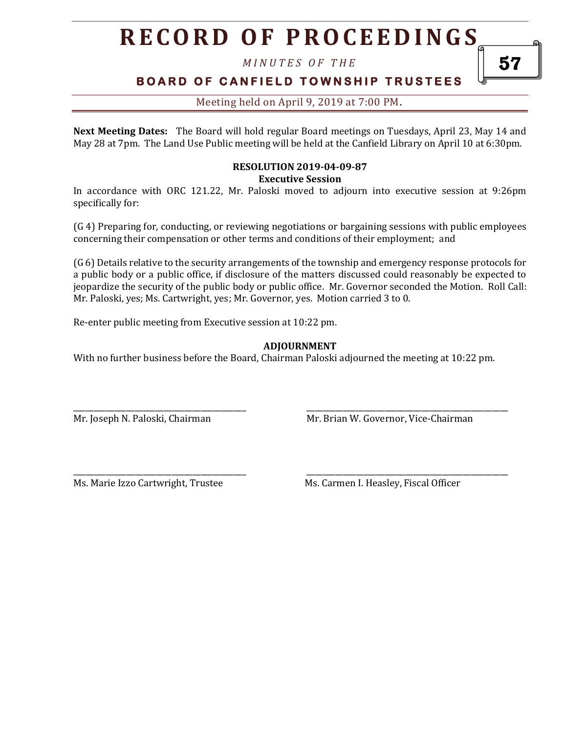**Next Meeting Dates:** The Board will hold regular Board meetings on Tuesdays, April 23, May 14 and May 28 at 7pm. The Land Use Public meeting will be held at the Canfield Library on April 10 at 6:30pm.

**RESOLUTION 2019-04-09-87**
**Executive Session**

In accordance with ORC 121.22, Mr. Paloski moved to adjourn into executive session at 9:26pm specifically for:

(G 4) Preparing for, conducting, or reviewing negotiations or bargaining sessions with public employees concerning their compensation or other terms and conditions of their employment; and

(G 6) Details relative to the security arrangements of the township and emergency response protocols for a public body or a public office, if disclosure of the matters discussed could reasonably be expected to jeopardize the security of the public body or public office. Mr. Governor seconded the Motion. Roll Call: Mr. Paloski, yes; Ms. Cartwright, yes; Mr. Governor, yes. Motion carried 3 to 0.

Re-enter public meeting from Executive session at 10:22 pm.

**ADJOURNMENT**

With no further business before the Board, Chairman Paloski adjourned the meeting at 10:22 pm.

\_\_\_\_\_\_\_\_\_\_\_\_\_\_\_\_\_\_\_\_\_\_\_\_\_\_\_\_\_\_\_\_\_\_\_\_\_\_\_\_
Mr. Joseph N. Paloski, Chairman

\_\_\_\_\_\_\_\_\_\_\_\_\_\_\_\_\_\_\_\_\_\_\_\_\_\_\_\_\_\_\_\_\_\_\_\_\_\_\_\_
Mr. Brian W. Governor, Vice-Chairman

\_\_\_\_\_\_\_\_\_\_\_\_\_\_\_\_\_\_\_\_\_\_\_\_\_\_\_\_\_\_\_\_\_\_\_\_\_\_\_\_
Ms. Marie Izzo Cartwright, Trustee

\_\_\_\_\_\_\_\_\_\_\_\_\_\_\_\_\_\_\_\_\_\_\_\_\_\_\_\_\_\_\_\_\_\_\_\_\_\_\_\_
Ms. Carmen I. Heasley, Fiscal Officer